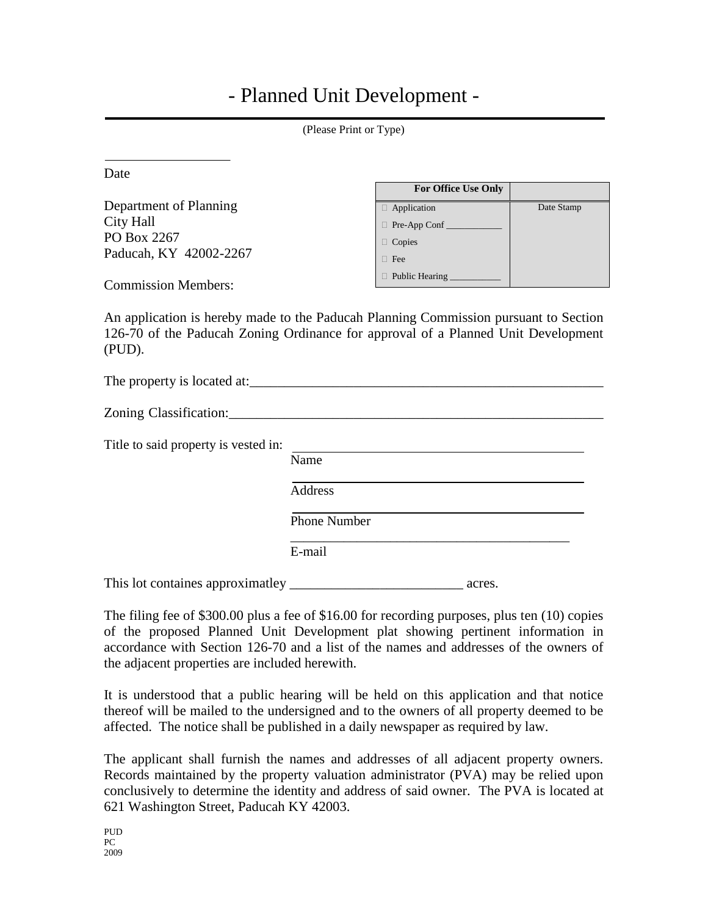# - Planned Unit Development -

(Please Print or Type)

\_\_\_\_\_\_\_\_\_\_\_\_\_\_\_\_\_\_

Date

| For Office Use Only | |
|---|---|
| □ Application | Date Stamp |
| □ Pre-App Conf \_\_\_\_\_\_\_\_\_\_\_ | |
| □ Copies | |
| □ Fee | |
| □ Public Hearing \_\_\_\_\_\_\_\_\_\_ | |

Department of Planning
City Hall
PO Box 2267
Paducah, KY 42002-2267

Commission Members:

An application is hereby made to the Paducah Planning Commission pursuant to Section 126-70 of the Paducah Zoning Ordinance for approval of a Planned Unit Development (PUD).

The property is located at:\_\_\_\_\_\_\_\_\_\_\_\_\_\_\_\_\_\_\_\_\_\_\_\_\_\_\_\_\_\_\_\_\_\_\_\_\_\_\_\_\_\_\_\_\_\_\_\_\_\_\_

Zoning Classification:\_\_\_\_\_\_\_\_\_\_\_\_\_\_\_\_\_\_\_\_\_\_\_\_\_\_\_\_\_\_\_\_\_\_\_\_\_\_\_\_\_\_\_\_\_\_\_\_\_\_\_\_\_\_

Title to said property is vested in: \_\_\_\_\_\_\_\_\_\_\_\_\_\_\_\_\_\_\_\_\_\_\_\_\_\_\_\_\_\_\_\_\_\_\_\_\_\_\_\_\_\_

Name

\_\_\_\_\_\_\_\_\_\_\_\_\_\_\_\_\_\_\_\_\_\_\_\_\_\_\_\_\_\_\_\_\_\_\_\_\_\_\_\_\_\_

Address

\_\_\_\_\_\_\_\_\_\_\_\_\_\_\_\_\_\_\_\_\_\_\_\_\_\_\_\_\_\_\_\_\_\_\_\_\_\_\_\_\_\_

Phone Number

\_\_\_\_\_\_\_\_\_\_\_\_\_\_\_\_\_\_\_\_\_\_\_\_\_\_\_\_\_\_\_\_\_\_\_\_\_\_\_\_\_\_

E-mail

This lot containes approximatley \_\_\_\_\_\_\_\_\_\_\_\_\_\_\_\_\_\_\_\_\_\_\_\_\_ acres.

The filing fee of $300.00 plus a fee of $16.00 for recording purposes, plus ten (10) copies of the proposed Planned Unit Development plat showing pertinent information in accordance with Section 126-70 and a list of the names and addresses of the owners of the adjacent properties are included herewith.

It is understood that a public hearing will be held on this application and that notice thereof will be mailed to the undersigned and to the owners of all property deemed to be affected. The notice shall be published in a daily newspaper as required by law.

The applicant shall furnish the names and addresses of all adjacent property owners. Records maintained by the property valuation administrator (PVA) may be relied upon conclusively to determine the identity and address of said owner. The PVA is located at 621 Washington Street, Paducah KY 42003.

PUD
PC
2009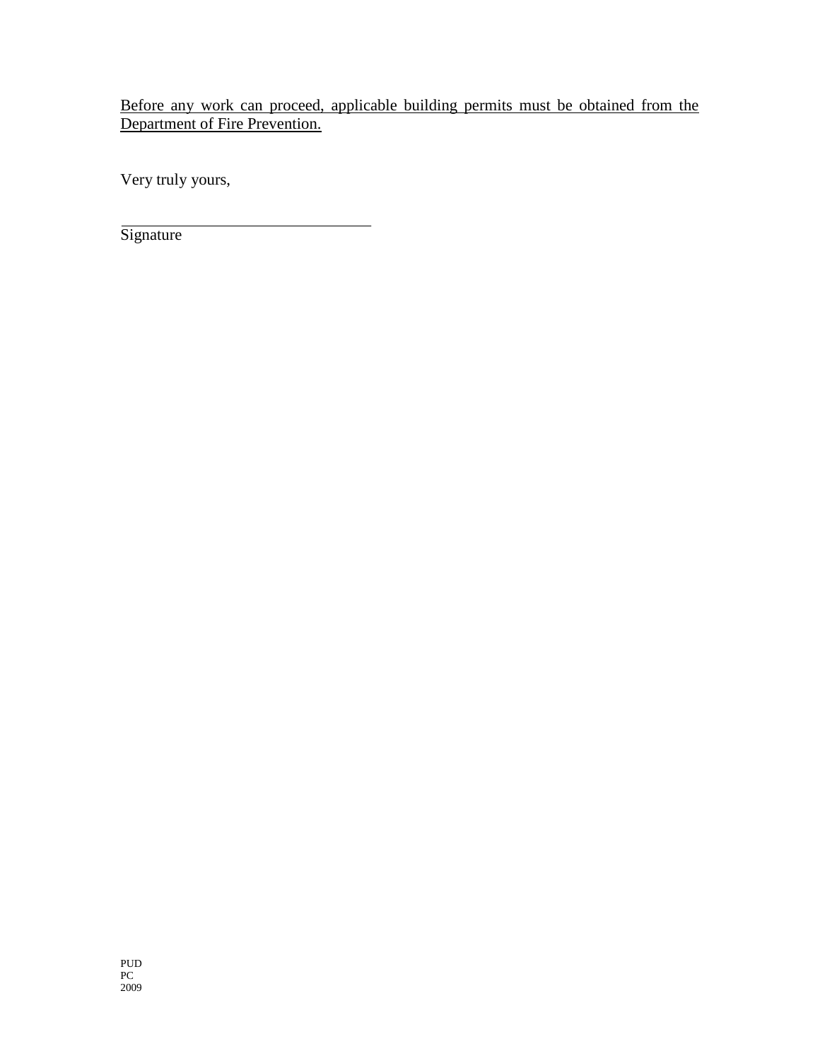<u>Before any work can proceed, applicable building permits must be obtained from the Department of Fire Prevention.</u>

Very truly yours,

\_\_\_\_\_\_\_\_\_\_\_\_\_\_\_\_\_\_\_\_\_\_\_\_\_\_\_\_\_\_\_\_

Signature

PUD
PC
2009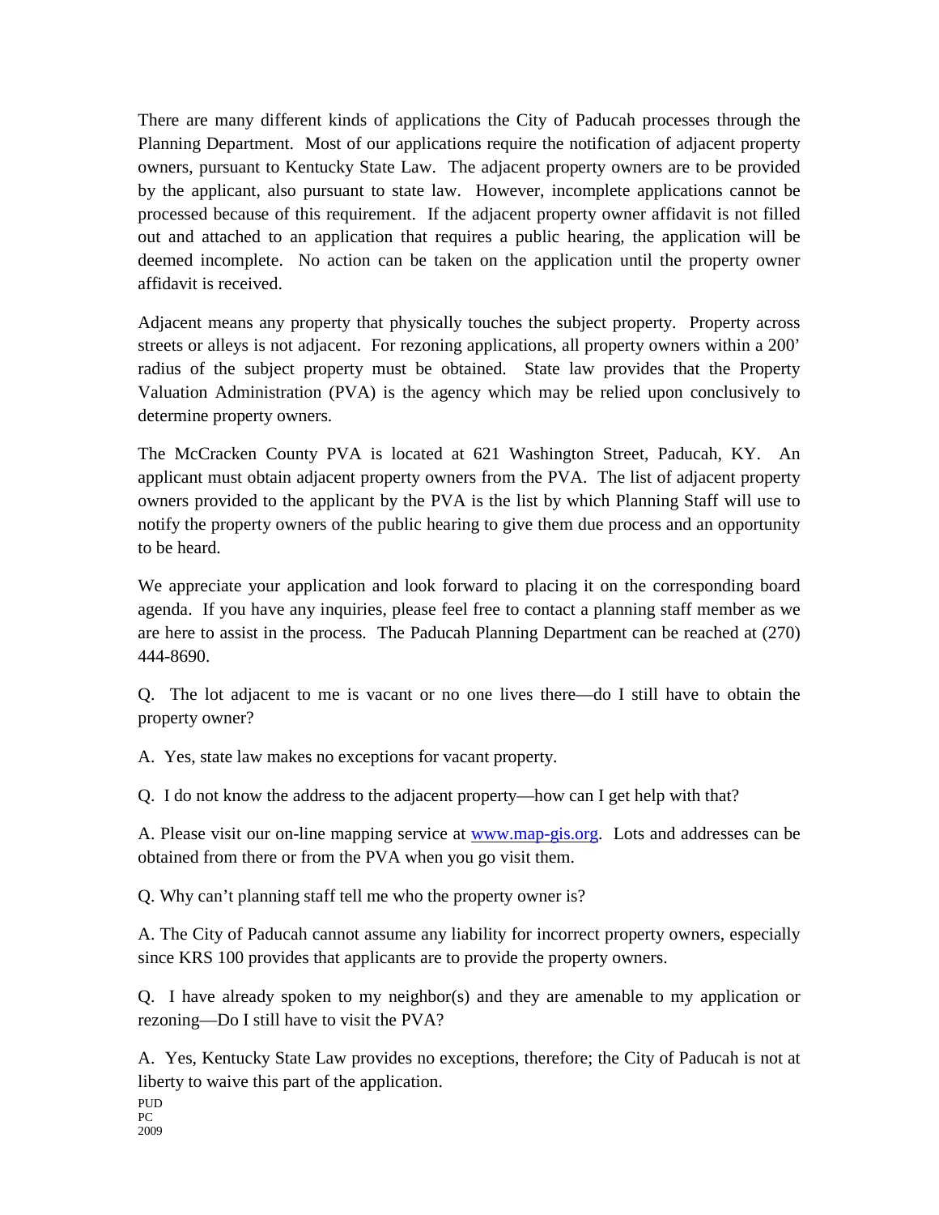There are many different kinds of applications the City of Paducah processes through the Planning Department. Most of our applications require the notification of adjacent property owners, pursuant to Kentucky State Law. The adjacent property owners are to be provided by the applicant, also pursuant to state law. However, incomplete applications cannot be processed because of this requirement. If the adjacent property owner affidavit is not filled out and attached to an application that requires a public hearing, the application will be deemed incomplete. No action can be taken on the application until the property owner affidavit is received.

Adjacent means any property that physically touches the subject property. Property across streets or alleys is not adjacent. For rezoning applications, all property owners within a 200' radius of the subject property must be obtained. State law provides that the Property Valuation Administration (PVA) is the agency which may be relied upon conclusively to determine property owners.

The McCracken County PVA is located at 621 Washington Street, Paducah, KY. An applicant must obtain adjacent property owners from the PVA. The list of adjacent property owners provided to the applicant by the PVA is the list by which Planning Staff will use to notify the property owners of the public hearing to give them due process and an opportunity to be heard.

We appreciate your application and look forward to placing it on the corresponding board agenda. If you have any inquiries, please feel free to contact a planning staff member as we are here to assist in the process. The Paducah Planning Department can be reached at (270) 444-8690.

Q. The lot adjacent to me is vacant or no one lives there—do I still have to obtain the property owner?

A. Yes, state law makes no exceptions for vacant property.

Q. I do not know the address to the adjacent property—how can I get help with that?

A. Please visit our on-line mapping service at [www.map-gis.org](http://www.map-gis.org). Lots and addresses can be obtained from there or from the PVA when you go visit them.

Q. Why can't planning staff tell me who the property owner is?

A. The City of Paducah cannot assume any liability for incorrect property owners, especially since KRS 100 provides that applicants are to provide the property owners.

Q. I have already spoken to my neighbor(s) and they are amenable to my application or rezoning—Do I still have to visit the PVA?

A. Yes, Kentucky State Law provides no exceptions, therefore; the City of Paducah is not at liberty to waive this part of the application.

PUD
PC
2009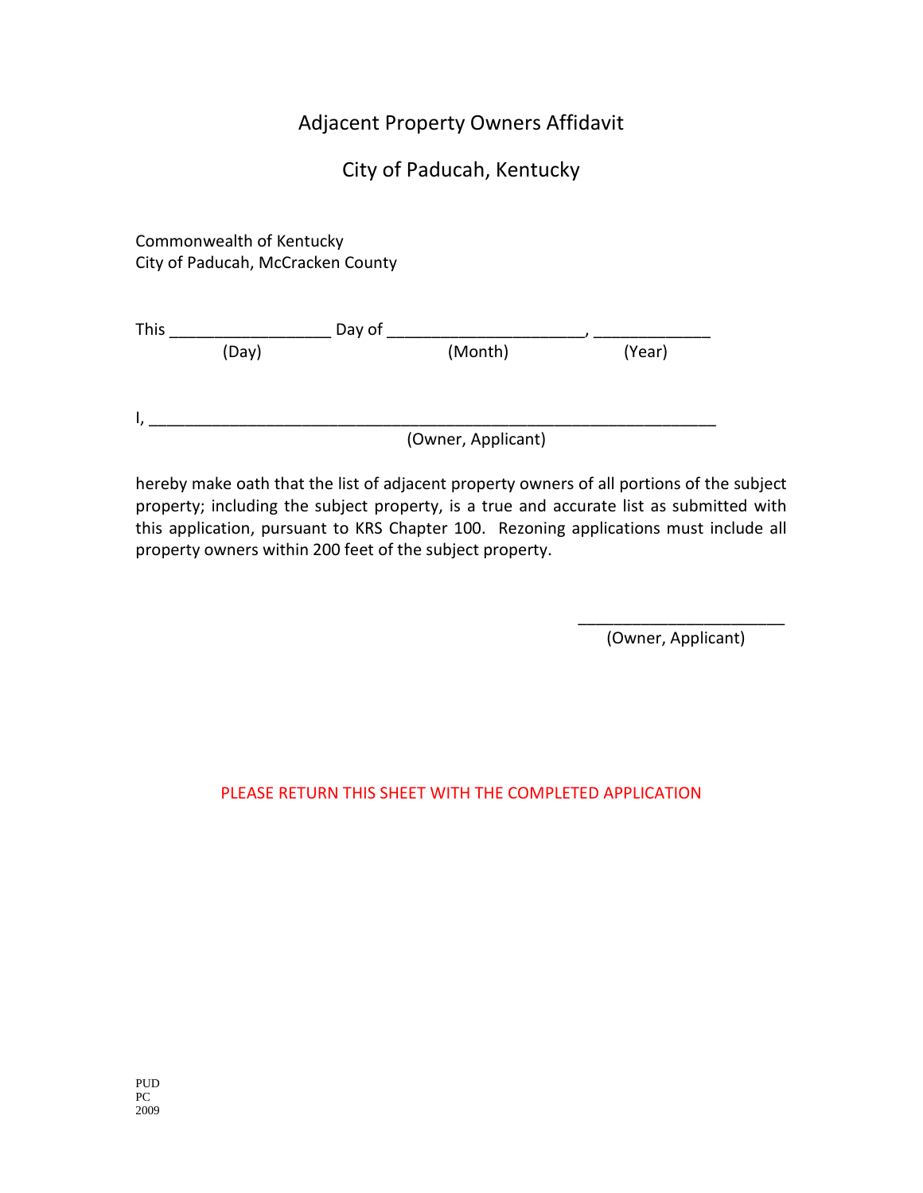# Adjacent Property Owners Affidavit

## City of Paducah, Kentucky

Commonwealth of Kentucky
City of Paducah, McCracken County

This __________________ Day of ______________________, _____________
(Day) (Month) (Year)

I, _________________________________________________________________
(Owner, Applicant)

hereby make oath that the list of adjacent property owners of all portions of the subject property; including the subject property, is a true and accurate list as submitted with this application, pursuant to KRS Chapter 100. Rezoning applications must include all property owners within 200 feet of the subject property.

_______________________
(Owner, Applicant)

PLEASE RETURN THIS SHEET WITH THE COMPLETED APPLICATION

PUD
PC
2009